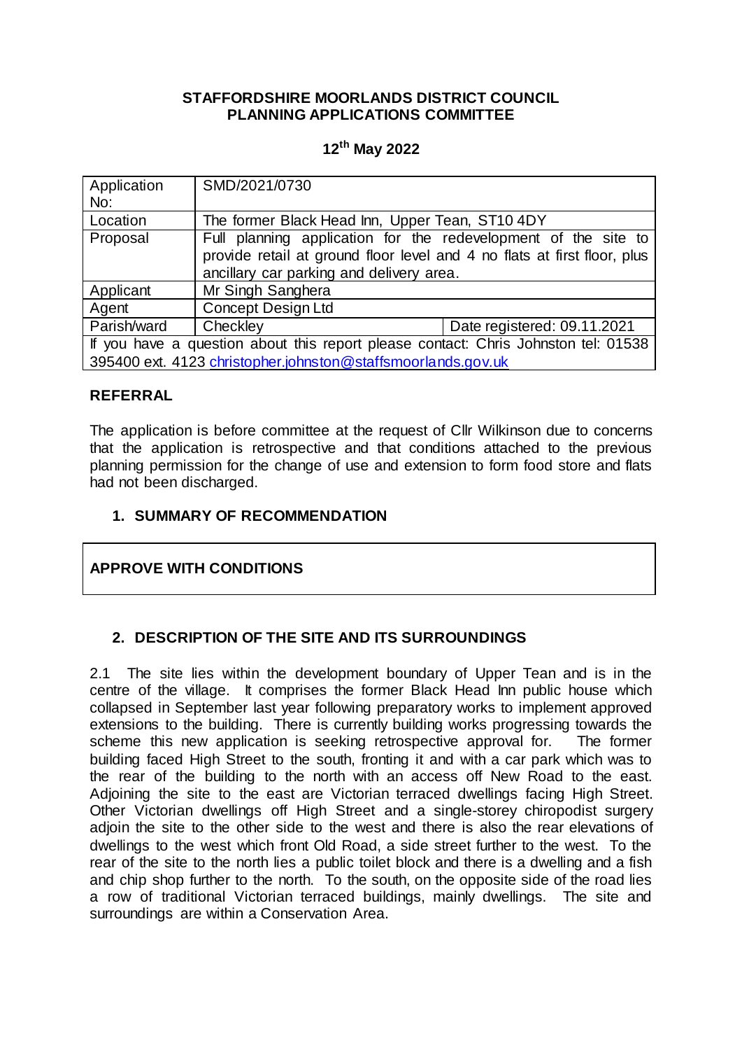**STAFFORDSHIRE MOORLANDS DISTRICT COUNCIL**
**PLANNING APPLICATIONS COMMITTEE**

**12th May 2022**

| Application No: | SMD/2021/0730 | |
|---|---|---|
| Location | The former Black Head Inn, Upper Tean, ST10 4DY | |
| Proposal | Full planning application for the redevelopment of the site to provide retail at ground floor level and 4 no flats at first floor, plus ancillary car parking and delivery area. | |
| Applicant | Mr Singh Sanghera | |
| Agent | Concept Design Ltd | |
| Parish/ward | Checkley | Date registered: 09.11.2021 |
| If you have a question about this report please contact: Chris Johnston tel: 01538 395400 ext. 4123 christopher.johnston@staffsmoorlands.gov.uk | | |

## REFERRAL

The application is before committee at the request of Cllr Wilkinson due to concerns that the application is retrospective and that conditions attached to the previous planning permission for the change of use and extension to form food store and flats had not been discharged.

## 1. SUMMARY OF RECOMMENDATION

**APPROVE WITH CONDITIONS**

## 2. DESCRIPTION OF THE SITE AND ITS SURROUNDINGS

2.1 The site lies within the development boundary of Upper Tean and is in the centre of the village. It comprises the former Black Head Inn public house which collapsed in September last year following preparatory works to implement approved extensions to the building. There is currently building works progressing towards the scheme this new application is seeking retrospective approval for. The former building faced High Street to the south, fronting it and with a car park which was to the rear of the building to the north with an access off New Road to the east. Adjoining the site to the east are Victorian terraced dwellings facing High Street. Other Victorian dwellings off High Street and a single-storey chiropodist surgery adjoin the site to the other side to the west and there is also the rear elevations of dwellings to the west which front Old Road, a side street further to the west. To the rear of the site to the north lies a public toilet block and there is a dwelling and a fish and chip shop further to the north. To the south, on the opposite side of the road lies a row of traditional Victorian terraced buildings, mainly dwellings. The site and surroundings are within a Conservation Area.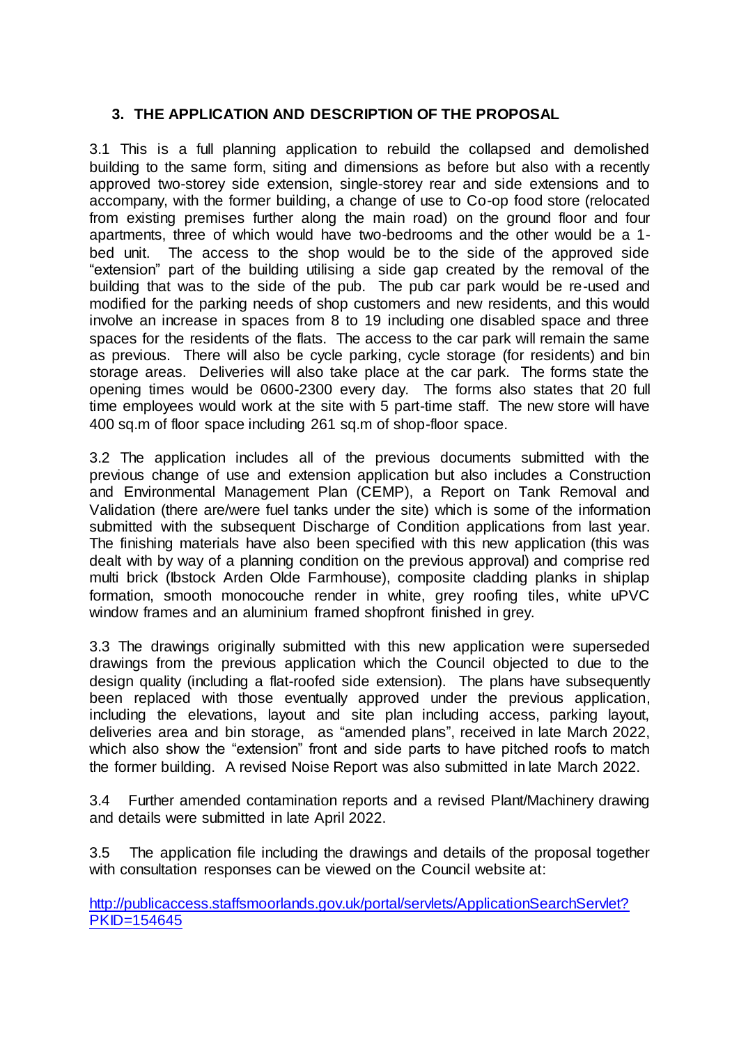## 3. THE APPLICATION AND DESCRIPTION OF THE PROPOSAL

3.1 This is a full planning application to rebuild the collapsed and demolished building to the same form, siting and dimensions as before but also with a recently approved two-storey side extension, single-storey rear and side extensions and to accompany, with the former building, a change of use to Co-op food store (relocated from existing premises further along the main road) on the ground floor and four apartments, three of which would have two-bedrooms and the other would be a 1-bed unit. The access to the shop would be to the side of the approved side "extension" part of the building utilising a side gap created by the removal of the building that was to the side of the pub. The pub car park would be re-used and modified for the parking needs of shop customers and new residents, and this would involve an increase in spaces from 8 to 19 including one disabled space and three spaces for the residents of the flats. The access to the car park will remain the same as previous. There will also be cycle parking, cycle storage (for residents) and bin storage areas. Deliveries will also take place at the car park. The forms state the opening times would be 0600-2300 every day. The forms also states that 20 full time employees would work at the site with 5 part-time staff. The new store will have 400 sq.m of floor space including 261 sq.m of shop-floor space.

3.2 The application includes all of the previous documents submitted with the previous change of use and extension application but also includes a Construction and Environmental Management Plan (CEMP), a Report on Tank Removal and Validation (there are/were fuel tanks under the site) which is some of the information submitted with the subsequent Discharge of Condition applications from last year. The finishing materials have also been specified with this new application (this was dealt with by way of a planning condition on the previous approval) and comprise red multi brick (Ibstock Arden Olde Farmhouse), composite cladding planks in shiplap formation, smooth monocouche render in white, grey roofing tiles, white uPVC window frames and an aluminium framed shopfront finished in grey.

3.3 The drawings originally submitted with this new application were superseded drawings from the previous application which the Council objected to due to the design quality (including a flat-roofed side extension). The plans have subsequently been replaced with those eventually approved under the previous application, including the elevations, layout and site plan including access, parking layout, deliveries area and bin storage, as "amended plans", received in late March 2022, which also show the "extension" front and side parts to have pitched roofs to match the former building. A revised Noise Report was also submitted in late March 2022.

3.4 Further amended contamination reports and a revised Plant/Machinery drawing and details were submitted in late April 2022.

3.5 The application file including the drawings and details of the proposal together with consultation responses can be viewed on the Council website at:

[http://publicaccess.staffsmoorlands.gov.uk/portal/servlets/ApplicationSearchServlet?PKID=154645](http://publicaccess.staffsmoorlands.gov.uk/portal/servlets/ApplicationSearchServlet?PKID=154645)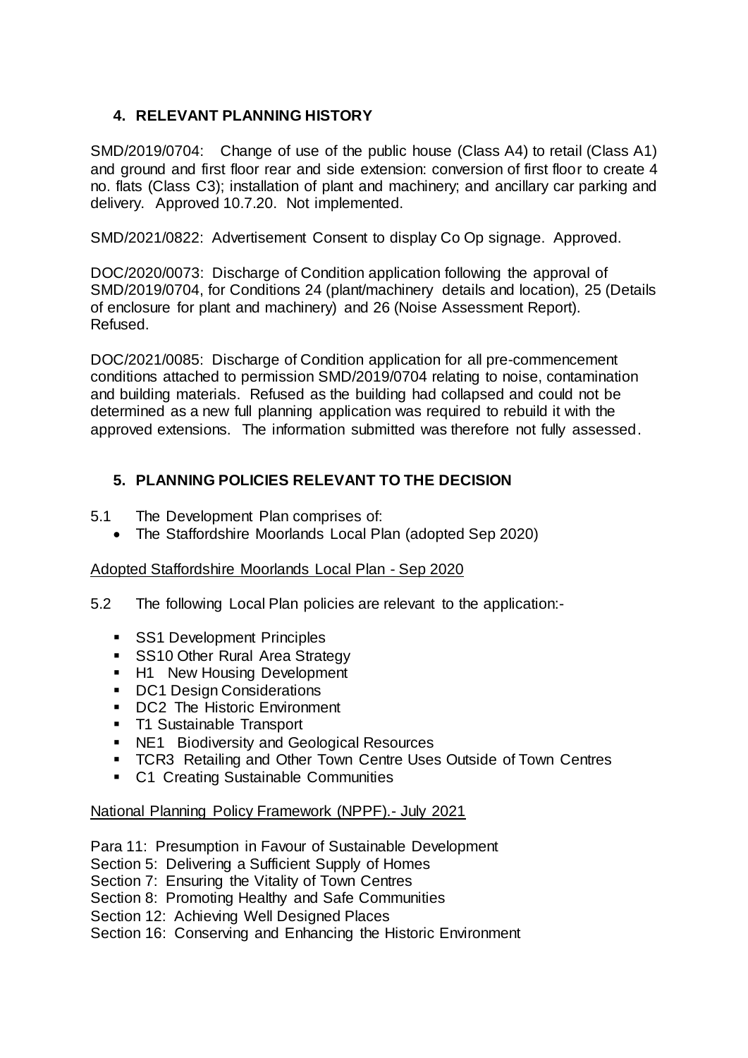## 4. RELEVANT PLANNING HISTORY

SMD/2019/0704: Change of use of the public house (Class A4) to retail (Class A1) and ground and first floor rear and side extension: conversion of first floor to create 4 no. flats (Class C3); installation of plant and machinery; and ancillary car parking and delivery. Approved 10.7.20. Not implemented.

SMD/2021/0822: Advertisement Consent to display Co Op signage. Approved.

DOC/2020/0073: Discharge of Condition application following the approval of SMD/2019/0704, for Conditions 24 (plant/machinery details and location), 25 (Details of enclosure for plant and machinery) and 26 (Noise Assessment Report). Refused.

DOC/2021/0085: Discharge of Condition application for all pre-commencement conditions attached to permission SMD/2019/0704 relating to noise, contamination and building materials. Refused as the building had collapsed and could not be determined as a new full planning application was required to rebuild it with the approved extensions. The information submitted was therefore not fully assessed.

## 5. PLANNING POLICIES RELEVANT TO THE DECISION

5.1 The Development Plan comprises of:

- The Staffordshire Moorlands Local Plan (adopted Sep 2020)

Adopted Staffordshire Moorlands Local Plan - Sep 2020

5.2 The following Local Plan policies are relevant to the application:-

- SS1 Development Principles
- SS10 Other Rural Area Strategy
- H1 New Housing Development
- DC1 Design Considerations
- DC2 The Historic Environment
- T1 Sustainable Transport
- NE1 Biodiversity and Geological Resources
- TCR3 Retailing and Other Town Centre Uses Outside of Town Centres
- C1 Creating Sustainable Communities

National Planning Policy Framework (NPPF).- July 2021

Para 11: Presumption in Favour of Sustainable Development
Section 5: Delivering a Sufficient Supply of Homes
Section 7: Ensuring the Vitality of Town Centres
Section 8: Promoting Healthy and Safe Communities
Section 12: Achieving Well Designed Places
Section 16: Conserving and Enhancing the Historic Environment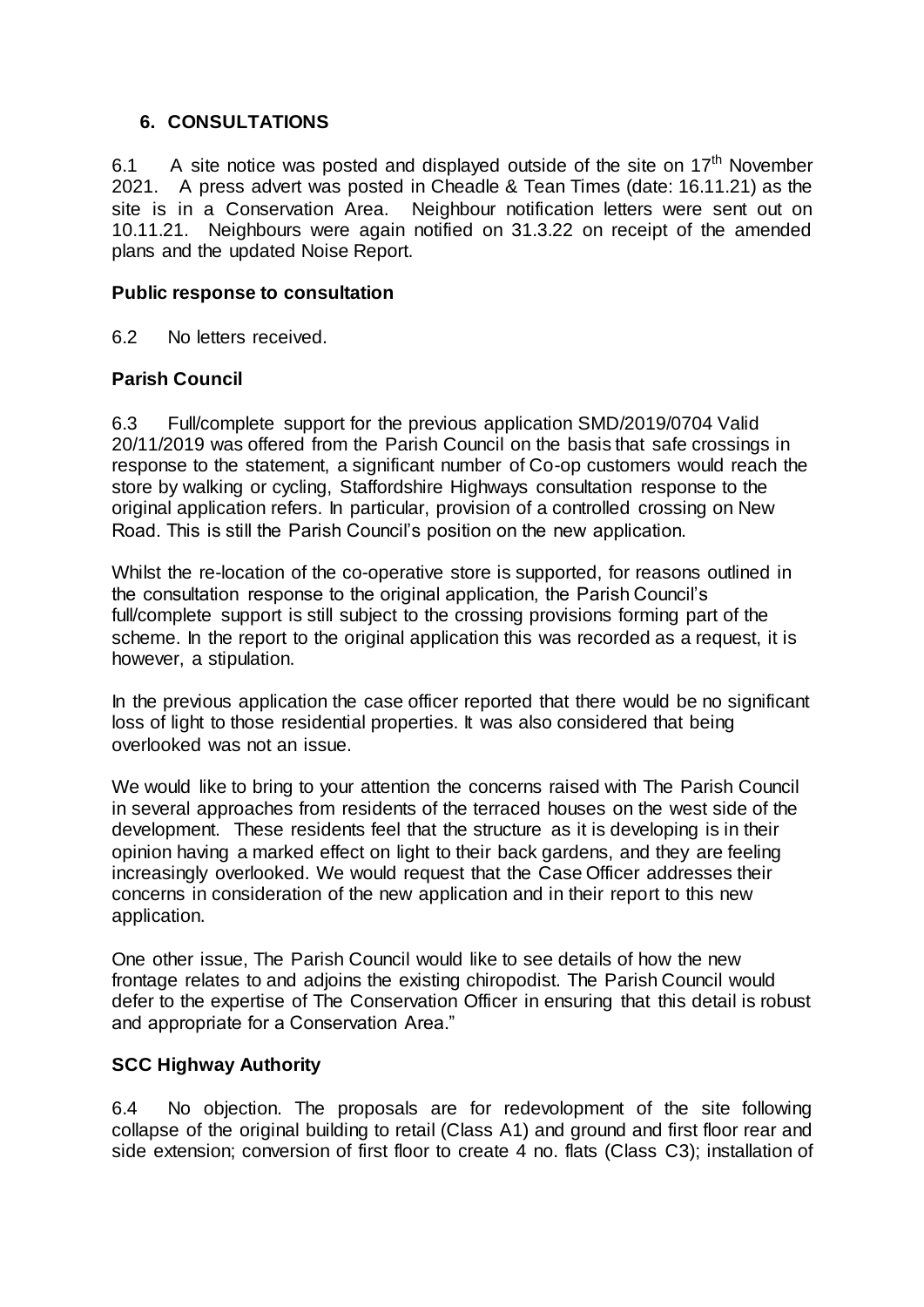## 6. CONSULTATIONS

6.1 A site notice was posted and displayed outside of the site on 17th November 2021. A press advert was posted in Cheadle & Tean Times (date: 16.11.21) as the site is in a Conservation Area. Neighbour notification letters were sent out on 10.11.21. Neighbours were again notified on 31.3.22 on receipt of the amended plans and the updated Noise Report.

### Public response to consultation

6.2 No letters received.

### Parish Council

6.3 Full/complete support for the previous application SMD/2019/0704 Valid 20/11/2019 was offered from the Parish Council on the basis that safe crossings in response to the statement, a significant number of Co-op customers would reach the store by walking or cycling, Staffordshire Highways consultation response to the original application refers. In particular, provision of a controlled crossing on New Road. This is still the Parish Council's position on the new application.

Whilst the re-location of the co-operative store is supported, for reasons outlined in the consultation response to the original application, the Parish Council's full/complete support is still subject to the crossing provisions forming part of the scheme. In the report to the original application this was recorded as a request, it is however, a stipulation.

In the previous application the case officer reported that there would be no significant loss of light to those residential properties. It was also considered that being overlooked was not an issue.

We would like to bring to your attention the concerns raised with The Parish Council in several approaches from residents of the terraced houses on the west side of the development. These residents feel that the structure as it is developing is in their opinion having a marked effect on light to their back gardens, and they are feeling increasingly overlooked. We would request that the Case Officer addresses their concerns in consideration of the new application and in their report to this new application.

One other issue, The Parish Council would like to see details of how the new frontage relates to and adjoins the existing chiropodist. The Parish Council would defer to the expertise of The Conservation Officer in ensuring that this detail is robust and appropriate for a Conservation Area."

### SCC Highway Authority

6.4 No objection. The proposals are for redevolopment of the site following collapse of the original building to retail (Class A1) and ground and first floor rear and side extension; conversion of first floor to create 4 no. flats (Class C3); installation of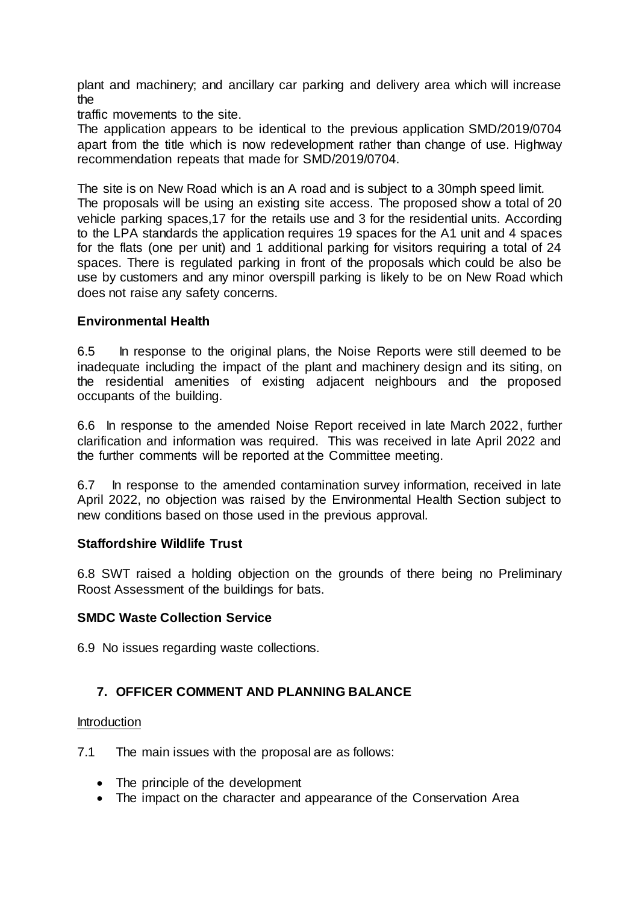plant and machinery; and ancillary car parking and delivery area which will increase the
traffic movements to the site.
The application appears to be identical to the previous application SMD/2019/0704 apart from the title which is now redevelopment rather than change of use. Highway recommendation repeats that made for SMD/2019/0704.

The site is on New Road which is an A road and is subject to a 30mph speed limit.
The proposals will be using an existing site access. The proposed show a total of 20 vehicle parking spaces,17 for the retails use and 3 for the residential units. According to the LPA standards the application requires 19 spaces for the A1 unit and 4 spaces for the flats (one per unit) and 1 additional parking for visitors requiring a total of 24 spaces. There is regulated parking in front of the proposals which could be also be use by customers and any minor overspill parking is likely to be on New Road which does not raise any safety concerns.

**Environmental Health**

6.5 In response to the original plans, the Noise Reports were still deemed to be inadequate including the impact of the plant and machinery design and its siting, on the residential amenities of existing adjacent neighbours and the proposed occupants of the building.

6.6 In response to the amended Noise Report received in late March 2022, further clarification and information was required. This was received in late April 2022 and the further comments will be reported at the Committee meeting.

6.7 In response to the amended contamination survey information, received in late April 2022, no objection was raised by the Environmental Health Section subject to new conditions based on those used in the previous approval.

**Staffordshire Wildlife Trust**

6.8 SWT raised a holding objection on the grounds of there being no Preliminary Roost Assessment of the buildings for bats.

**SMDC Waste Collection Service**

6.9 No issues regarding waste collections.

## 7. OFFICER COMMENT AND PLANNING BALANCE

Introduction

7.1 The main issues with the proposal are as follows:

- The principle of the development
- The impact on the character and appearance of the Conservation Area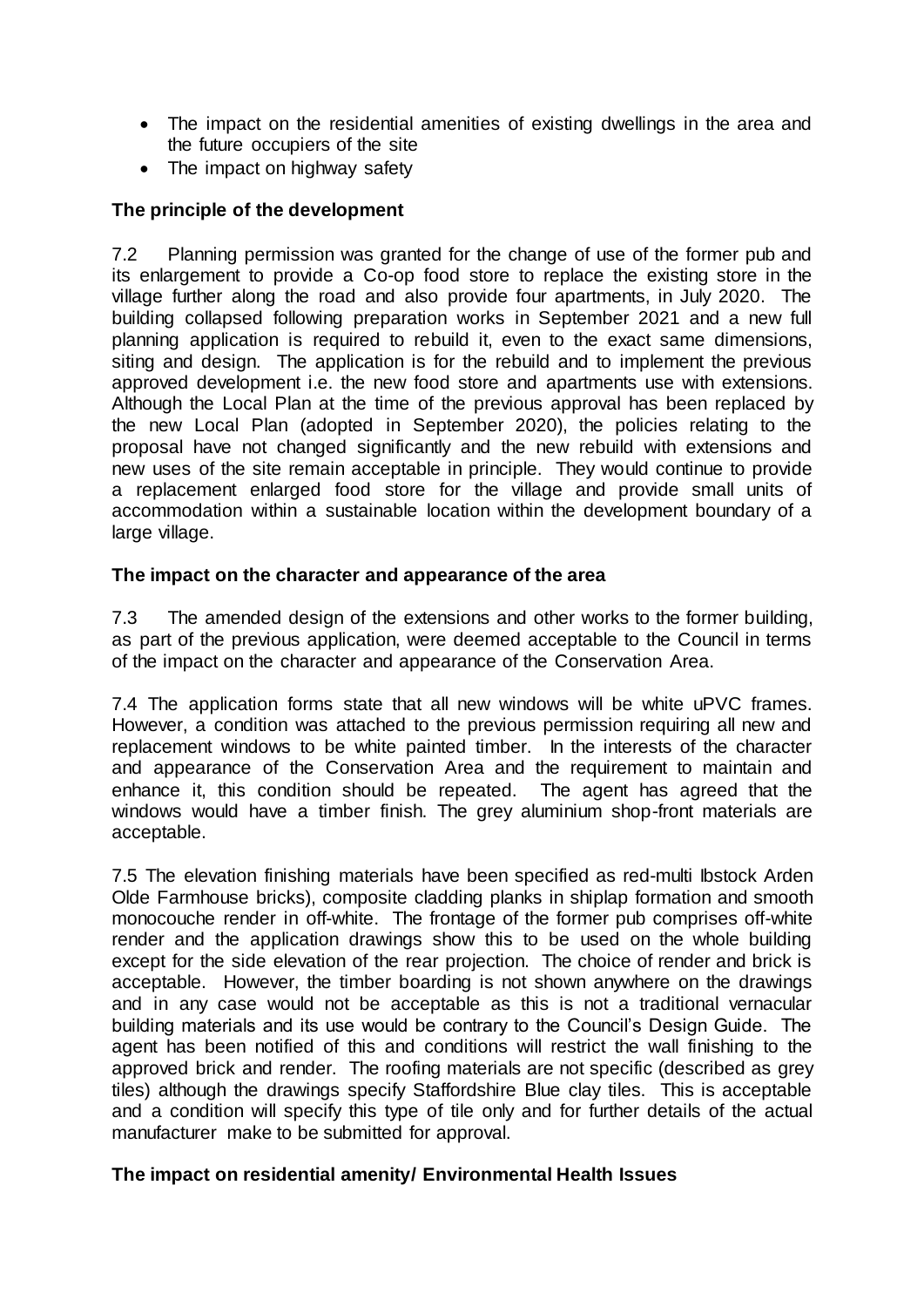- The impact on the residential amenities of existing dwellings in the area and the future occupiers of the site
- The impact on highway safety

**The principle of the development**

7.2 Planning permission was granted for the change of use of the former pub and its enlargement to provide a Co-op food store to replace the existing store in the village further along the road and also provide four apartments, in July 2020. The building collapsed following preparation works in September 2021 and a new full planning application is required to rebuild it, even to the exact same dimensions, siting and design. The application is for the rebuild and to implement the previous approved development i.e. the new food store and apartments use with extensions. Although the Local Plan at the time of the previous approval has been replaced by the new Local Plan (adopted in September 2020), the policies relating to the proposal have not changed significantly and the new rebuild with extensions and new uses of the site remain acceptable in principle. They would continue to provide a replacement enlarged food store for the village and provide small units of accommodation within a sustainable location within the development boundary of a large village.

**The impact on the character and appearance of the area**

7.3 The amended design of the extensions and other works to the former building, as part of the previous application, were deemed acceptable to the Council in terms of the impact on the character and appearance of the Conservation Area.

7.4 The application forms state that all new windows will be white uPVC frames. However, a condition was attached to the previous permission requiring all new and replacement windows to be white painted timber. In the interests of the character and appearance of the Conservation Area and the requirement to maintain and enhance it, this condition should be repeated. The agent has agreed that the windows would have a timber finish. The grey aluminium shop-front materials are acceptable.

7.5 The elevation finishing materials have been specified as red-multi Ibstock Arden Olde Farmhouse bricks), composite cladding planks in shiplap formation and smooth monocouche render in off-white. The frontage of the former pub comprises off-white render and the application drawings show this to be used on the whole building except for the side elevation of the rear projection. The choice of render and brick is acceptable. However, the timber boarding is not shown anywhere on the drawings and in any case would not be acceptable as this is not a traditional vernacular building materials and its use would be contrary to the Council's Design Guide. The agent has been notified of this and conditions will restrict the wall finishing to the approved brick and render. The roofing materials are not specific (described as grey tiles) although the drawings specify Staffordshire Blue clay tiles. This is acceptable and a condition will specify this type of tile only and for further details of the actual manufacturer make to be submitted for approval.

**The impact on residential amenity/ Environmental Health Issues**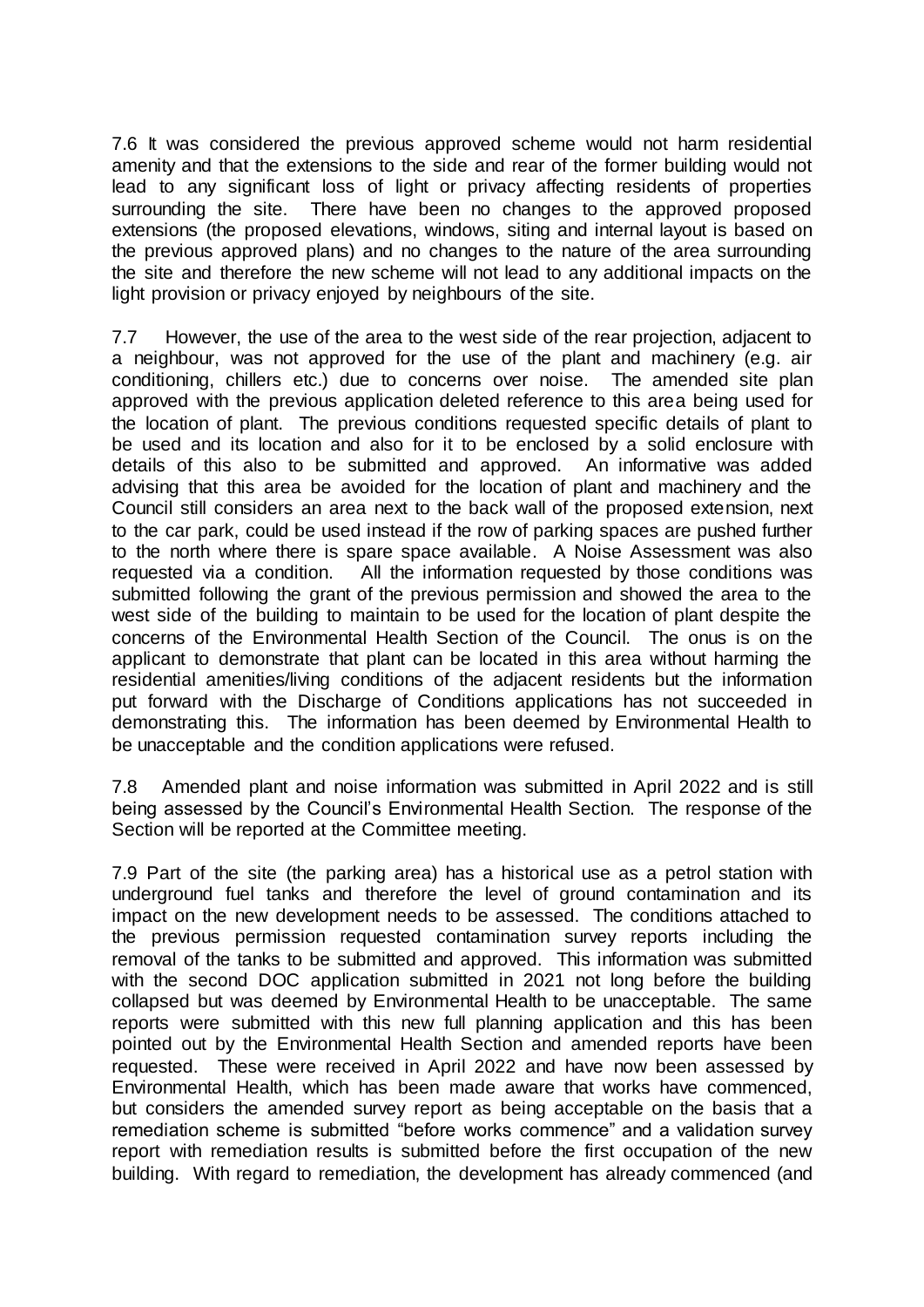7.6 It was considered the previous approved scheme would not harm residential amenity and that the extensions to the side and rear of the former building would not lead to any significant loss of light or privacy affecting residents of properties surrounding the site. There have been no changes to the approved proposed extensions (the proposed elevations, windows, siting and internal layout is based on the previous approved plans) and no changes to the nature of the area surrounding the site and therefore the new scheme will not lead to any additional impacts on the light provision or privacy enjoyed by neighbours of the site.

7.7 However, the use of the area to the west side of the rear projection, adjacent to a neighbour, was not approved for the use of the plant and machinery (e.g. air conditioning, chillers etc.) due to concerns over noise. The amended site plan approved with the previous application deleted reference to this area being used for the location of plant. The previous conditions requested specific details of plant to be used and its location and also for it to be enclosed by a solid enclosure with details of this also to be submitted and approved. An informative was added advising that this area be avoided for the location of plant and machinery and the Council still considers an area next to the back wall of the proposed extension, next to the car park, could be used instead if the row of parking spaces are pushed further to the north where there is spare space available. A Noise Assessment was also requested via a condition. All the information requested by those conditions was submitted following the grant of the previous permission and showed the area to the west side of the building to maintain to be used for the location of plant despite the concerns of the Environmental Health Section of the Council. The onus is on the applicant to demonstrate that plant can be located in this area without harming the residential amenities/living conditions of the adjacent residents but the information put forward with the Discharge of Conditions applications has not succeeded in demonstrating this. The information has been deemed by Environmental Health to be unacceptable and the condition applications were refused.

7.8 Amended plant and noise information was submitted in April 2022 and is still being assessed by the Council's Environmental Health Section. The response of the Section will be reported at the Committee meeting.

7.9 Part of the site (the parking area) has a historical use as a petrol station with underground fuel tanks and therefore the level of ground contamination and its impact on the new development needs to be assessed. The conditions attached to the previous permission requested contamination survey reports including the removal of the tanks to be submitted and approved. This information was submitted with the second DOC application submitted in 2021 not long before the building collapsed but was deemed by Environmental Health to be unacceptable. The same reports were submitted with this new full planning application and this has been pointed out by the Environmental Health Section and amended reports have been requested. These were received in April 2022 and have now been assessed by Environmental Health, which has been made aware that works have commenced, but considers the amended survey report as being acceptable on the basis that a remediation scheme is submitted "before works commence" and a validation survey report with remediation results is submitted before the first occupation of the new building. With regard to remediation, the development has already commenced (and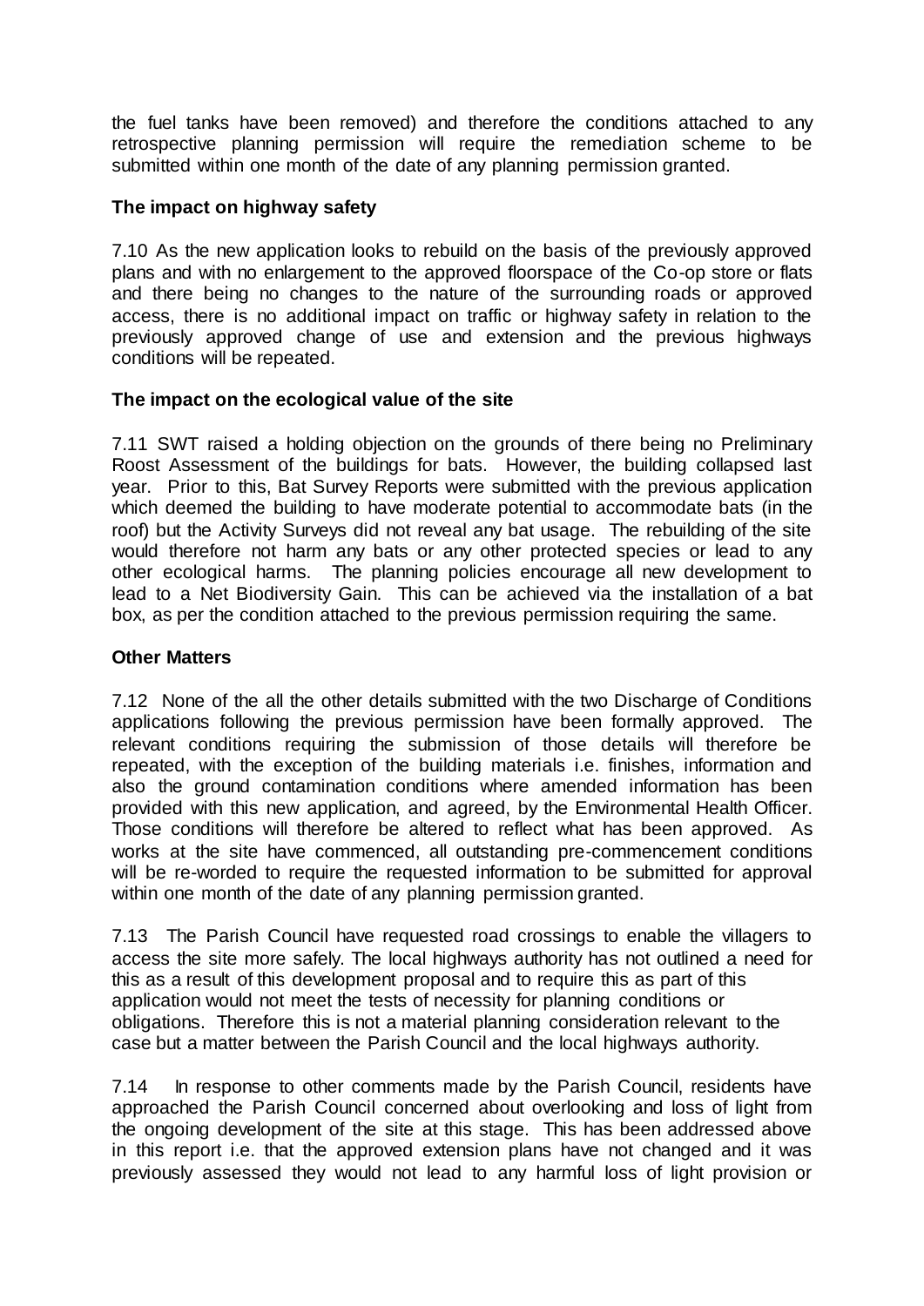the fuel tanks have been removed) and therefore the conditions attached to any retrospective planning permission will require the remediation scheme to be submitted within one month of the date of any planning permission granted.

**The impact on highway safety**

7.10 As the new application looks to rebuild on the basis of the previously approved plans and with no enlargement to the approved floorspace of the Co-op store or flats and there being no changes to the nature of the surrounding roads or approved access, there is no additional impact on traffic or highway safety in relation to the previously approved change of use and extension and the previous highways conditions will be repeated.

**The impact on the ecological value of the site**

7.11 SWT raised a holding objection on the grounds of there being no Preliminary Roost Assessment of the buildings for bats. However, the building collapsed last year. Prior to this, Bat Survey Reports were submitted with the previous application which deemed the building to have moderate potential to accommodate bats (in the roof) but the Activity Surveys did not reveal any bat usage. The rebuilding of the site would therefore not harm any bats or any other protected species or lead to any other ecological harms. The planning policies encourage all new development to lead to a Net Biodiversity Gain. This can be achieved via the installation of a bat box, as per the condition attached to the previous permission requiring the same.

**Other Matters**

7.12 None of the all the other details submitted with the two Discharge of Conditions applications following the previous permission have been formally approved. The relevant conditions requiring the submission of those details will therefore be repeated, with the exception of the building materials i.e. finishes, information and also the ground contamination conditions where amended information has been provided with this new application, and agreed, by the Environmental Health Officer. Those conditions will therefore be altered to reflect what has been approved. As works at the site have commenced, all outstanding pre-commencement conditions will be re-worded to require the requested information to be submitted for approval within one month of the date of any planning permission granted.

7.13 The Parish Council have requested road crossings to enable the villagers to access the site more safely. The local highways authority has not outlined a need for this as a result of this development proposal and to require this as part of this application would not meet the tests of necessity for planning conditions or obligations. Therefore this is not a material planning consideration relevant to the case but a matter between the Parish Council and the local highways authority.

7.14 In response to other comments made by the Parish Council, residents have approached the Parish Council concerned about overlooking and loss of light from the ongoing development of the site at this stage. This has been addressed above in this report i.e. that the approved extension plans have not changed and it was previously assessed they would not lead to any harmful loss of light provision or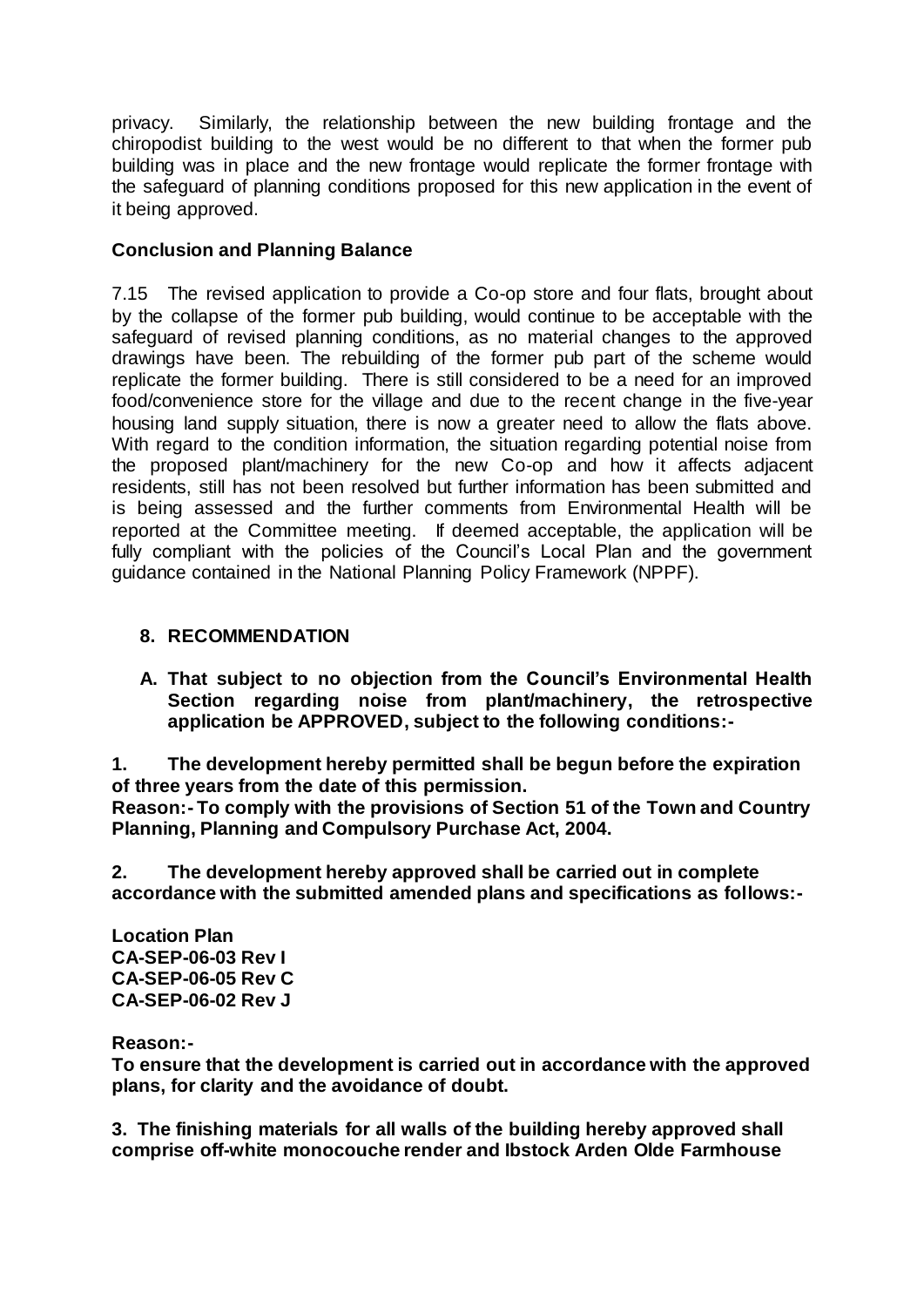privacy. Similarly, the relationship between the new building frontage and the chiropodist building to the west would be no different to that when the former pub building was in place and the new frontage would replicate the former frontage with the safeguard of planning conditions proposed for this new application in the event of it being approved.

**Conclusion and Planning Balance**

7.15 The revised application to provide a Co-op store and four flats, brought about by the collapse of the former pub building, would continue to be acceptable with the safeguard of revised planning conditions, as no material changes to the approved drawings have been. The rebuilding of the former pub part of the scheme would replicate the former building. There is still considered to be a need for an improved food/convenience store for the village and due to the recent change in the five-year housing land supply situation, there is now a greater need to allow the flats above. With regard to the condition information, the situation regarding potential noise from the proposed plant/machinery for the new Co-op and how it affects adjacent residents, still has not been resolved but further information has been submitted and is being assessed and the further comments from Environmental Health will be reported at the Committee meeting. If deemed acceptable, the application will be fully compliant with the policies of the Council's Local Plan and the government guidance contained in the National Planning Policy Framework (NPPF).

## 8. RECOMMENDATION

**A. That subject to no objection from the Council's Environmental Health Section regarding noise from plant/machinery, the retrospective application be APPROVED, subject to the following conditions:-**

**1. The development hereby permitted shall be begun before the expiration of three years from the date of this permission.**
**Reason:- To comply with the provisions of Section 51 of the Town and Country Planning, Planning and Compulsory Purchase Act, 2004.**

**2. The development hereby approved shall be carried out in complete accordance with the submitted amended plans and specifications as follows:-**

**Location Plan**
**CA-SEP-06-03 Rev I**
**CA-SEP-06-05 Rev C**
**CA-SEP-06-02 Rev J**

**Reason:-**
**To ensure that the development is carried out in accordance with the approved plans, for clarity and the avoidance of doubt.**

**3. The finishing materials for all walls of the building hereby approved shall comprise off-white monocouche render and Ibstock Arden Olde Farmhouse**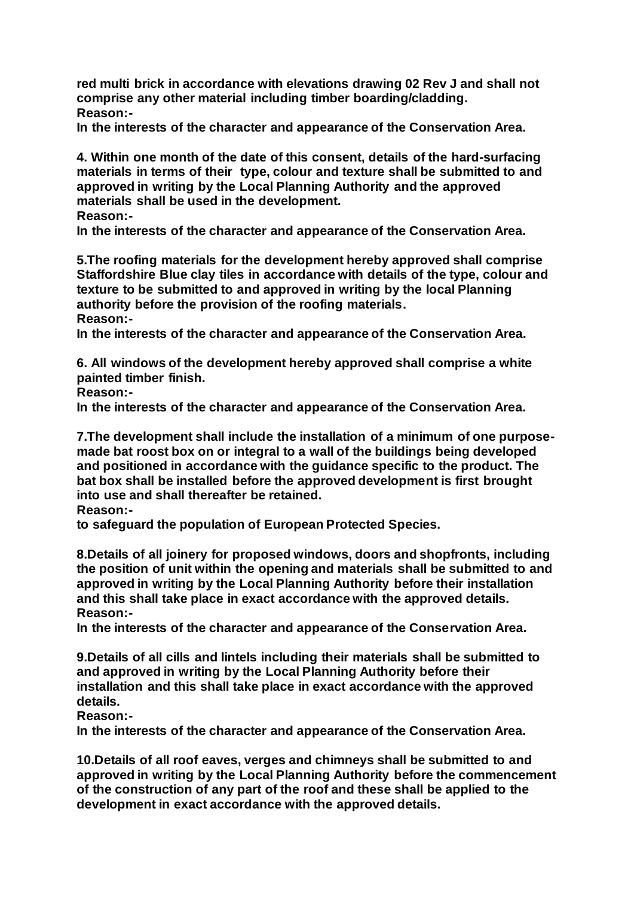**red multi brick in accordance with elevations drawing 02 Rev J and shall not comprise any other material including timber boarding/cladding.**
**Reason:-**
**In the interests of the character and appearance of the Conservation Area.**

**4. Within one month of the date of this consent, details of the hard-surfacing materials in terms of their type, colour and texture shall be submitted to and approved in writing by the Local Planning Authority and the approved materials shall be used in the development.**
**Reason:-**
**In the interests of the character and appearance of the Conservation Area.**

**5.The roofing materials for the development hereby approved shall comprise Staffordshire Blue clay tiles in accordance with details of the type, colour and texture to be submitted to and approved in writing by the local Planning authority before the provision of the roofing materials.**
**Reason:-**
**In the interests of the character and appearance of the Conservation Area.**

**6. All windows of the development hereby approved shall comprise a white painted timber finish.**
**Reason:-**
**In the interests of the character and appearance of the Conservation Area.**

**7.The development shall include the installation of a minimum of one purpose-made bat roost box on or integral to a wall of the buildings being developed and positioned in accordance with the guidance specific to the product. The bat box shall be installed before the approved development is first brought into use and shall thereafter be retained.**
**Reason:-**
**to safeguard the population of European Protected Species.**

**8.Details of all joinery for proposed windows, doors and shopfronts, including the position of unit within the opening and materials shall be submitted to and approved in writing by the Local Planning Authority before their installation and this shall take place in exact accordance with the approved details.**
**Reason:-**
**In the interests of the character and appearance of the Conservation Area.**

**9.Details of all cills and lintels including their materials shall be submitted to and approved in writing by the Local Planning Authority before their installation and this shall take place in exact accordance with the approved details.**
**Reason:-**
**In the interests of the character and appearance of the Conservation Area.**

**10.Details of all roof eaves, verges and chimneys shall be submitted to and approved in writing by the Local Planning Authority before the commencement of the construction of any part of the roof and these shall be applied to the development in exact accordance with the approved details.**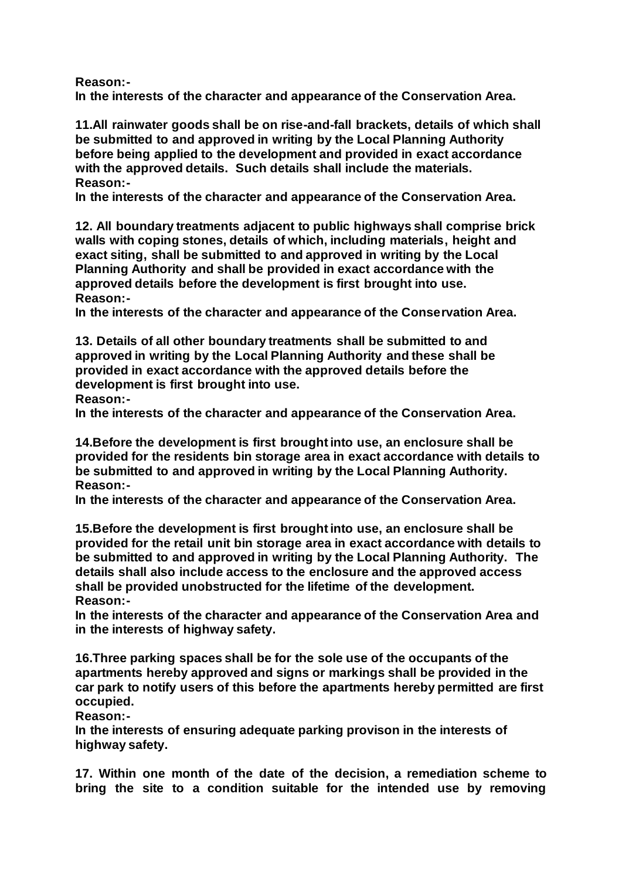**Reason:-**
**In the interests of the character and appearance of the Conservation Area.**

**11.All rainwater goods shall be on rise-and-fall brackets, details of which shall be submitted to and approved in writing by the Local Planning Authority before being applied to the development and provided in exact accordance with the approved details. Such details shall include the materials.**
**Reason:-**
**In the interests of the character and appearance of the Conservation Area.**

**12. All boundary treatments adjacent to public highways shall comprise brick walls with coping stones, details of which, including materials, height and exact siting, shall be submitted to and approved in writing by the Local Planning Authority and shall be provided in exact accordance with the approved details before the development is first brought into use.**
**Reason:-**
**In the interests of the character and appearance of the Conservation Area.**

**13. Details of all other boundary treatments shall be submitted to and approved in writing by the Local Planning Authority and these shall be provided in exact accordance with the approved details before the development is first brought into use.**
**Reason:-**
**In the interests of the character and appearance of the Conservation Area.**

**14.Before the development is first brought into use, an enclosure shall be provided for the residents bin storage area in exact accordance with details to be submitted to and approved in writing by the Local Planning Authority.**
**Reason:-**
**In the interests of the character and appearance of the Conservation Area.**

**15.Before the development is first brought into use, an enclosure shall be provided for the retail unit bin storage area in exact accordance with details to be submitted to and approved in writing by the Local Planning Authority. The details shall also include access to the enclosure and the approved access shall be provided unobstructed for the lifetime of the development.**
**Reason:-**
**In the interests of the character and appearance of the Conservation Area and in the interests of highway safety.**

**16.Three parking spaces shall be for the sole use of the occupants of the apartments hereby approved and signs or markings shall be provided in the car park to notify users of this before the apartments hereby permitted are first occupied.**
**Reason:-**
**In the interests of ensuring adequate parking provison in the interests of highway safety.**

**17. Within one month of the date of the decision, a remediation scheme to bring the site to a condition suitable for the intended use by removing**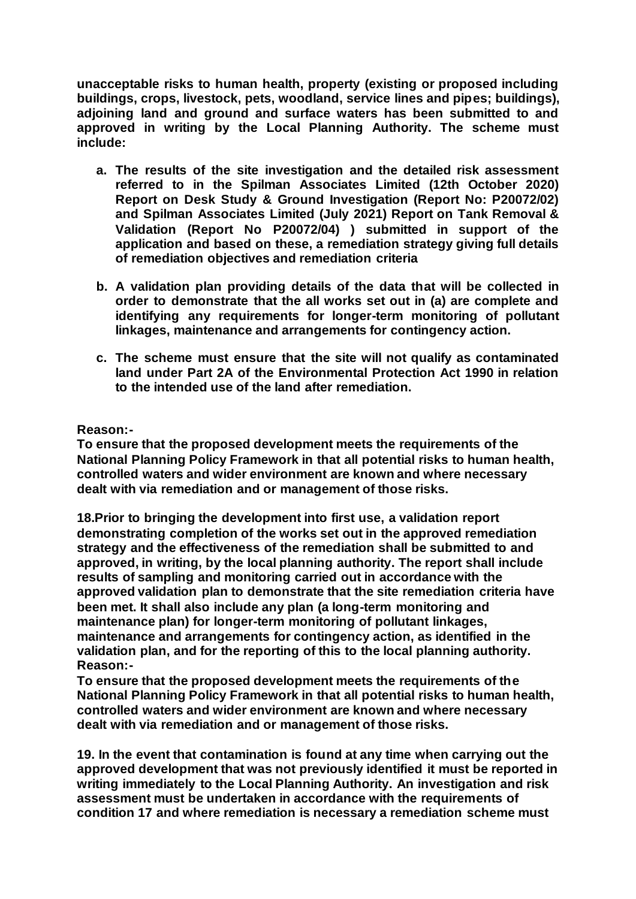**unacceptable risks to human health, property (existing or proposed including buildings, crops, livestock, pets, woodland, service lines and pipes; buildings), adjoining land and ground and surface waters has been submitted to and approved in writing by the Local Planning Authority. The scheme must include:**

- **a. The results of the site investigation and the detailed risk assessment referred to in the Spilman Associates Limited (12th October 2020) Report on Desk Study & Ground Investigation (Report No: P20072/02) and Spilman Associates Limited (July 2021) Report on Tank Removal & Validation (Report No P20072/04) ) submitted in support of the application and based on these, a remediation strategy giving full details of remediation objectives and remediation criteria**

- **b. A validation plan providing details of the data that will be collected in order to demonstrate that the all works set out in (a) are complete and identifying any requirements for longer-term monitoring of pollutant linkages, maintenance and arrangements for contingency action.**

- **c. The scheme must ensure that the site will not qualify as contaminated land under Part 2A of the Environmental Protection Act 1990 in relation to the intended use of the land after remediation.**

**Reason:-**
**To ensure that the proposed development meets the requirements of the National Planning Policy Framework in that all potential risks to human health, controlled waters and wider environment are known and where necessary dealt with via remediation and or management of those risks.**

**18.Prior to bringing the development into first use, a validation report demonstrating completion of the works set out in the approved remediation strategy and the effectiveness of the remediation shall be submitted to and approved, in writing, by the local planning authority. The report shall include results of sampling and monitoring carried out in accordance with the approved validation plan to demonstrate that the site remediation criteria have been met. It shall also include any plan (a long-term monitoring and maintenance plan) for longer-term monitoring of pollutant linkages, maintenance and arrangements for contingency action, as identified in the validation plan, and for the reporting of this to the local planning authority.**
**Reason:-**
**To ensure that the proposed development meets the requirements of the National Planning Policy Framework in that all potential risks to human health, controlled waters and wider environment are known and where necessary dealt with via remediation and or management of those risks.**

**19. In the event that contamination is found at any time when carrying out the approved development that was not previously identified it must be reported in writing immediately to the Local Planning Authority. An investigation and risk assessment must be undertaken in accordance with the requirements of condition 17 and where remediation is necessary a remediation scheme must**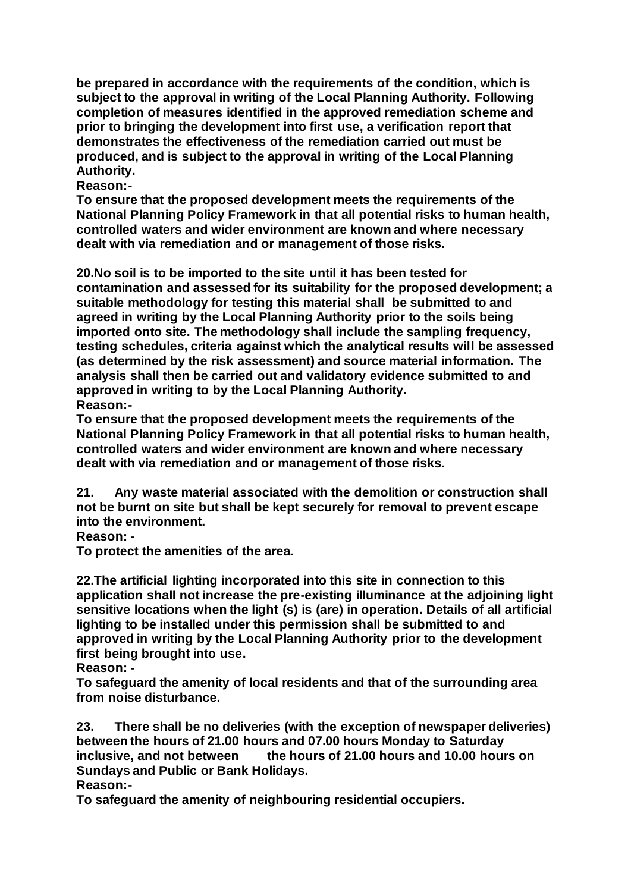**be prepared in accordance with the requirements of the condition, which is subject to the approval in writing of the Local Planning Authority. Following completion of measures identified in the approved remediation scheme and prior to bringing the development into first use, a verification report that demonstrates the effectiveness of the remediation carried out must be produced, and is subject to the approval in writing of the Local Planning Authority.**

**Reason:-**

**To ensure that the proposed development meets the requirements of the National Planning Policy Framework in that all potential risks to human health, controlled waters and wider environment are known and where necessary dealt with via remediation and or management of those risks.**

**20.No soil is to be imported to the site until it has been tested for contamination and assessed for its suitability for the proposed development; a suitable methodology for testing this material shall be submitted to and agreed in writing by the Local Planning Authority prior to the soils being imported onto site. The methodology shall include the sampling frequency, testing schedules, criteria against which the analytical results will be assessed (as determined by the risk assessment) and source material information. The analysis shall then be carried out and validatory evidence submitted to and approved in writing to by the Local Planning Authority.**

**Reason:-**

**To ensure that the proposed development meets the requirements of the National Planning Policy Framework in that all potential risks to human health, controlled waters and wider environment are known and where necessary dealt with via remediation and or management of those risks.**

**21. Any waste material associated with the demolition or construction shall not be burnt on site but shall be kept securely for removal to prevent escape into the environment.**

**Reason: -**

**To protect the amenities of the area.**

**22.The artificial lighting incorporated into this site in connection to this application shall not increase the pre-existing illuminance at the adjoining light sensitive locations when the light (s) is (are) in operation. Details of all artificial lighting to be installed under this permission shall be submitted to and approved in writing by the Local Planning Authority prior to the development first being brought into use.**

**Reason: -**

**To safeguard the amenity of local residents and that of the surrounding area from noise disturbance.**

**23. There shall be no deliveries (with the exception of newspaper deliveries) between the hours of 21.00 hours and 07.00 hours Monday to Saturday inclusive, and not between the hours of 21.00 hours and 10.00 hours on Sundays and Public or Bank Holidays.**

**Reason:-**

**To safeguard the amenity of neighbouring residential occupiers.**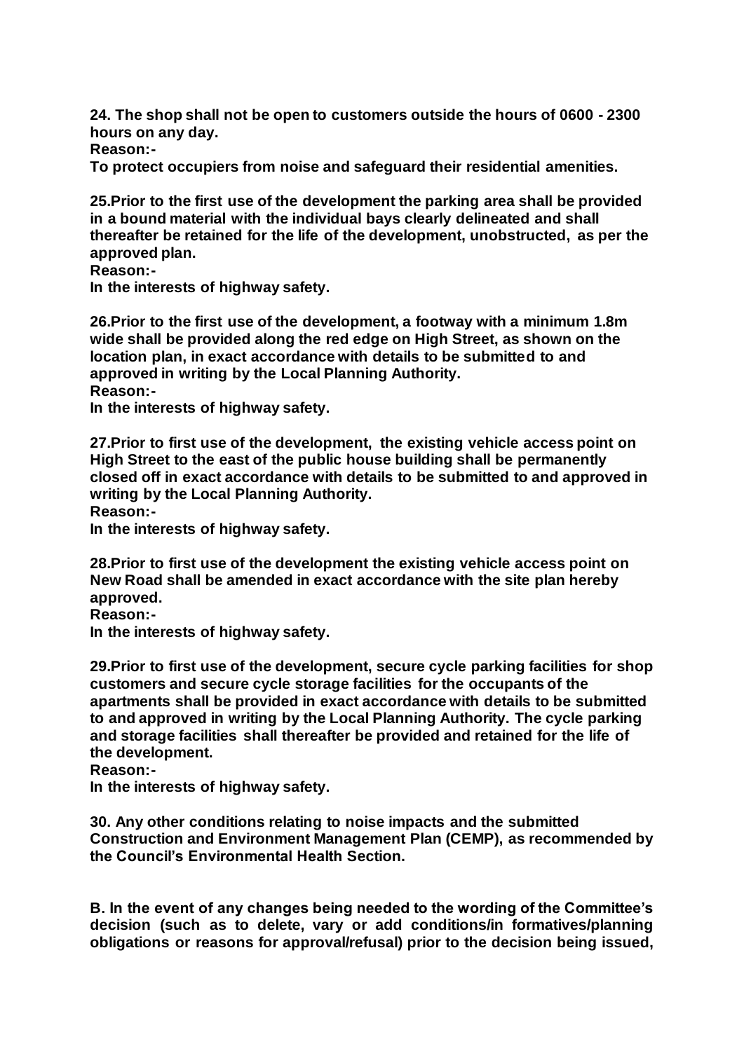**24. The shop shall not be open to customers outside the hours of 0600 - 2300 hours on any day.**

**Reason:-**

**To protect occupiers from noise and safeguard their residential amenities.**

**25.Prior to the first use of the development the parking area shall be provided in a bound material with the individual bays clearly delineated and shall thereafter be retained for the life of the development, unobstructed, as per the approved plan.**

**Reason:-**

**In the interests of highway safety.**

**26.Prior to the first use of the development, a footway with a minimum 1.8m wide shall be provided along the red edge on High Street, as shown on the location plan, in exact accordance with details to be submitted to and approved in writing by the Local Planning Authority.**

**Reason:-**

**In the interests of highway safety.**

**27.Prior to first use of the development, the existing vehicle access point on High Street to the east of the public house building shall be permanently closed off in exact accordance with details to be submitted to and approved in writing by the Local Planning Authority.**

**Reason:-**

**In the interests of highway safety.**

**28.Prior to first use of the development the existing vehicle access point on New Road shall be amended in exact accordance with the site plan hereby approved.**

**Reason:-**

**In the interests of highway safety.**

**29.Prior to first use of the development, secure cycle parking facilities for shop customers and secure cycle storage facilities for the occupants of the apartments shall be provided in exact accordance with details to be submitted to and approved in writing by the Local Planning Authority. The cycle parking and storage facilities shall thereafter be provided and retained for the life of the development.**

**Reason:-**

**In the interests of highway safety.**

**30. Any other conditions relating to noise impacts and the submitted Construction and Environment Management Plan (CEMP), as recommended by the Council's Environmental Health Section.**

**B. In the event of any changes being needed to the wording of the Committee's decision (such as to delete, vary or add conditions/in formatives/planning obligations or reasons for approval/refusal) prior to the decision being issued,**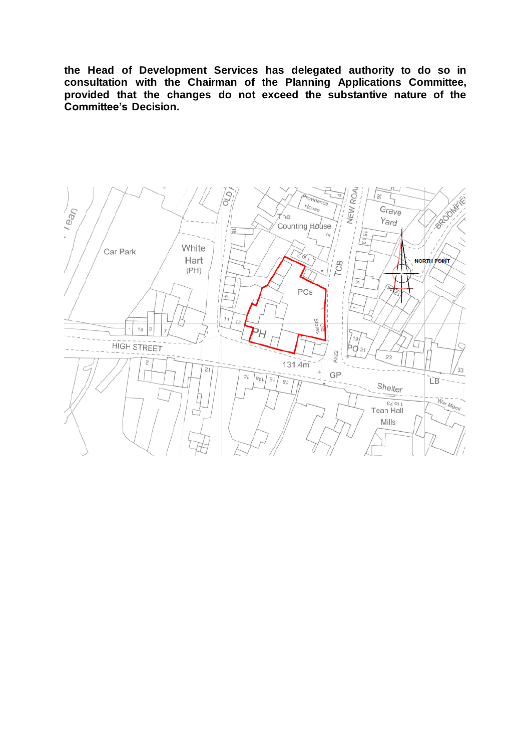**the Head of Development Services has delegated authority to do so in consultation with the Chairman of the Planning Applications Committee, provided that the changes do not exceed the substantive nature of the Committee's Decision.**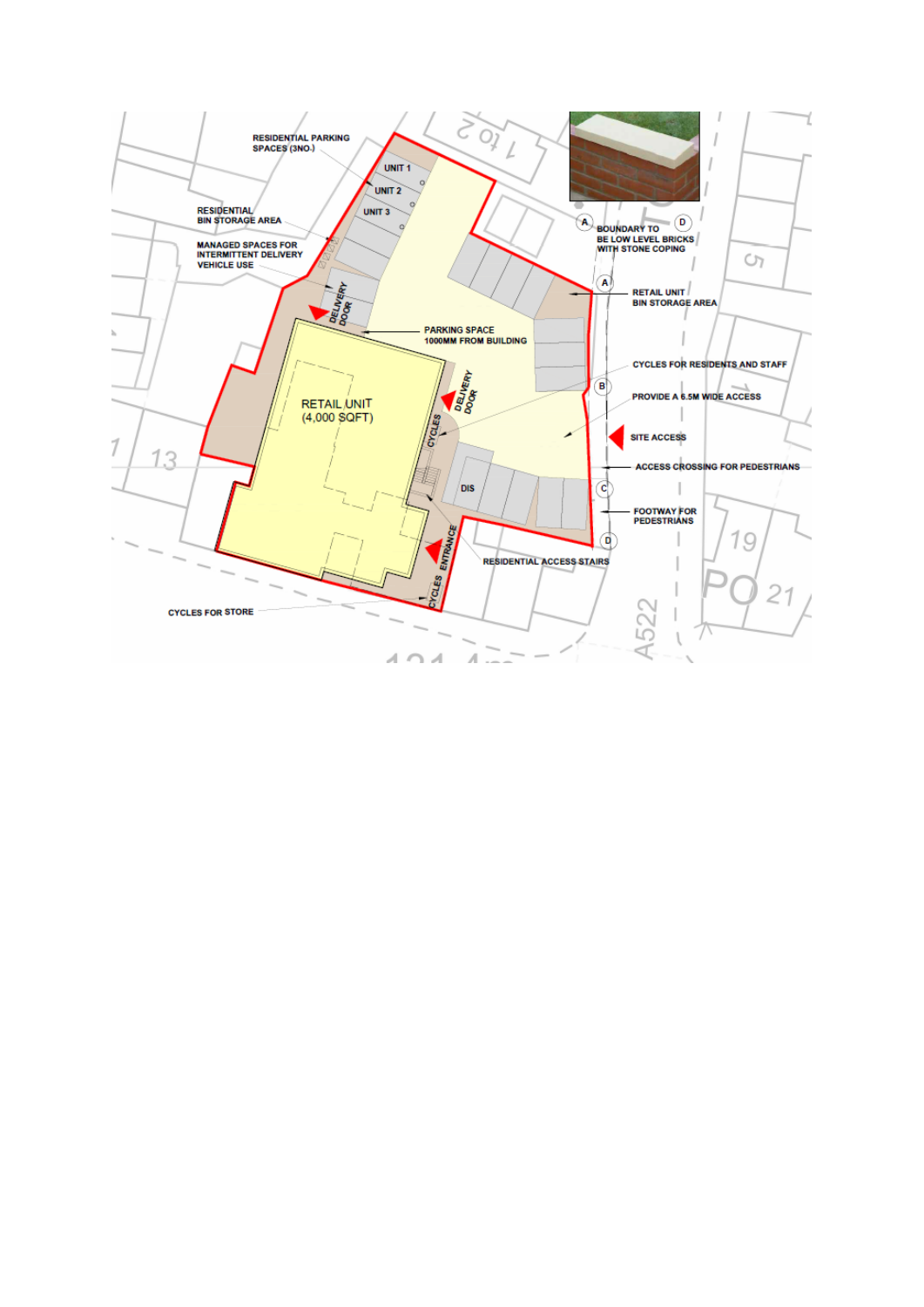RESIDENTIAL PARKING SPACES (3NO.)

UNIT 1

UNIT 2

UNIT 3

RESIDENTIAL BIN STORAGE AREA

MANAGED SPACES FOR INTERMITTENT DELIVERY VEHICLE USE

DELIVERY DOOR

PARKING SPACE 1000MM FROM BUILDING

RETAIL UNIT (4,000 SQFT)

DELIVERY DOOR

CYCLES

DIS

ENTRANCE

CYCLES

CYCLES FOR STORE

RESIDENTIAL ACCESS STAIRS

A D

BOUNDARY TO BE LOW LEVEL BRICKS WITH STONE COPING

A

RETAIL UNIT BIN STORAGE AREA

CYCLES FOR RESIDENTS AND STAFF

B

PROVIDE A 6.5M WIDE ACCESS

SITE ACCESS

ACCESS CROSSING FOR PEDESTRIANS

C

FOOTWAY FOR PEDESTRIANS

D

13

19

21

PO

5

A522